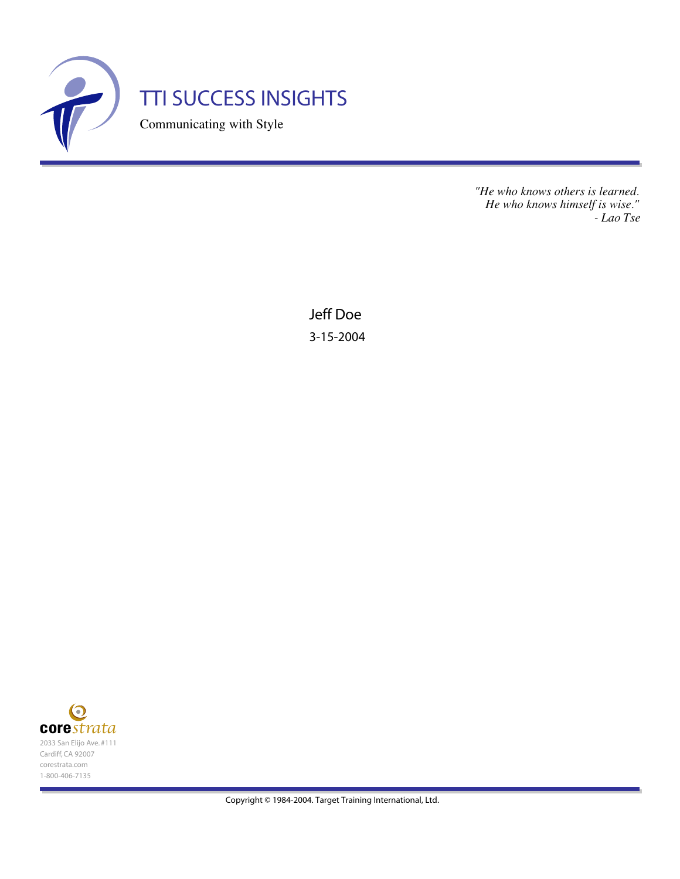# TTI SUCCESS INSIGHTS

Communicating with Style

*"He who knows others is learned.*
*He who knows himself is wise."*
*- Lao Tse*

Jeff Doe

3-15-2004

**core***strata*
2033 San Elijo Ave. #111
Cardiff, CA 92007
corestrata.com
1-800-406-7135

Copyright © 1984-2004. Target Training International, Ltd.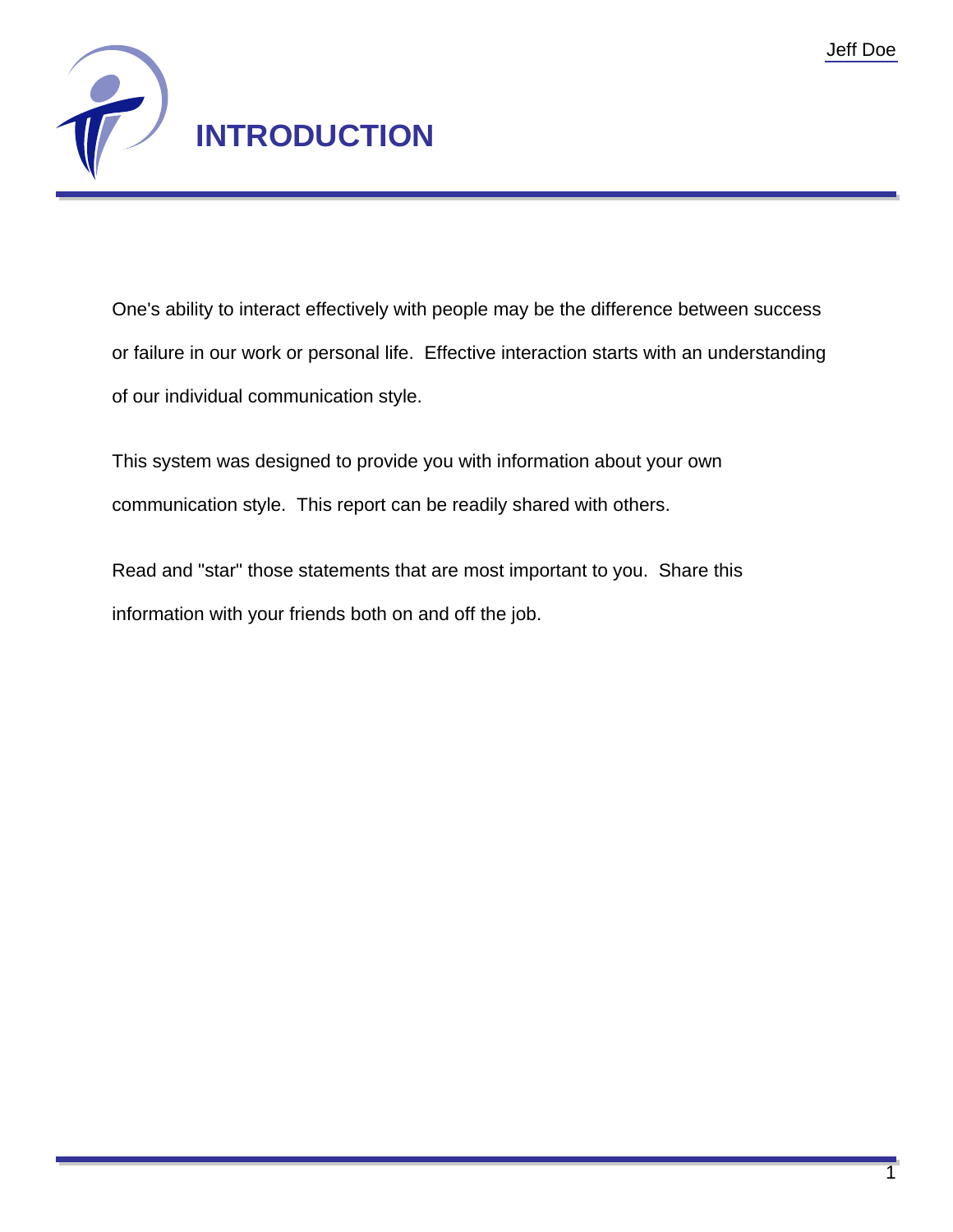# INTRODUCTION

One's ability to interact effectively with people may be the difference between success or failure in our work or personal life. Effective interaction starts with an understanding of our individual communication style.

This system was designed to provide you with information about your own communication style. This report can be readily shared with others.

Read and "star" those statements that are most important to you. Share this information with your friends both on and off the job.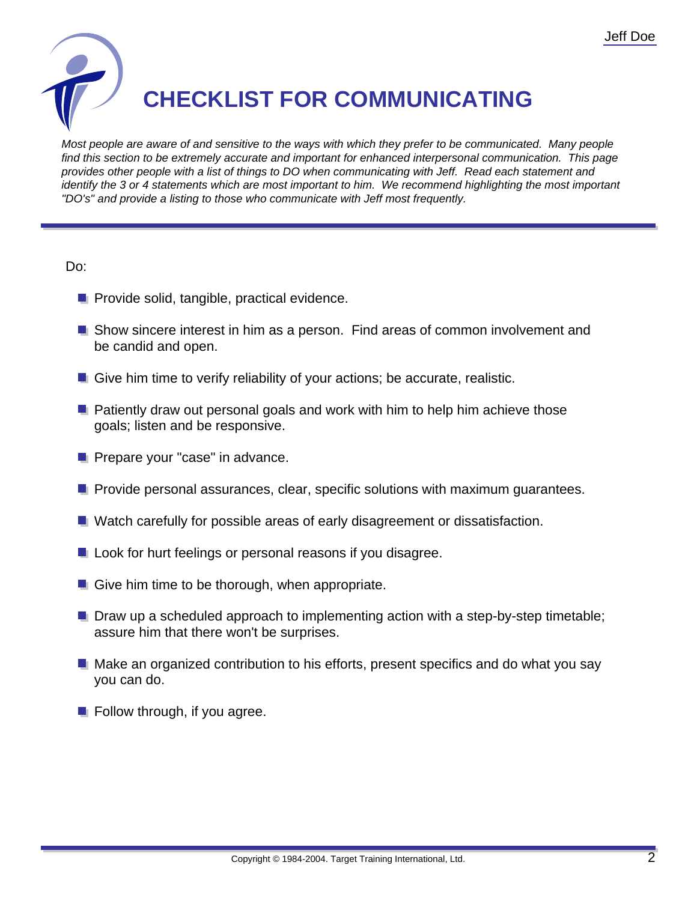# CHECKLIST FOR COMMUNICATING

*Most people are aware of and sensitive to the ways with which they prefer to be communicated. Many people find this section to be extremely accurate and important for enhanced interpersonal communication. This page provides other people with a list of things to DO when communicating with Jeff. Read each statement and identify the 3 or 4 statements which are most important to him. We recommend highlighting the most important "DO's" and provide a listing to those who communicate with Jeff most frequently.*

Do:

- Provide solid, tangible, practical evidence.
- Show sincere interest in him as a person. Find areas of common involvement and be candid and open.
- Give him time to verify reliability of your actions; be accurate, realistic.
- Patiently draw out personal goals and work with him to help him achieve those goals; listen and be responsive.
- Prepare your "case" in advance.
- Provide personal assurances, clear, specific solutions with maximum guarantees.
- Watch carefully for possible areas of early disagreement or dissatisfaction.
- Look for hurt feelings or personal reasons if you disagree.
- Give him time to be thorough, when appropriate.
- Draw up a scheduled approach to implementing action with a step-by-step timetable; assure him that there won't be surprises.
- Make an organized contribution to his efforts, present specifics and do what you say you can do.
- Follow through, if you agree.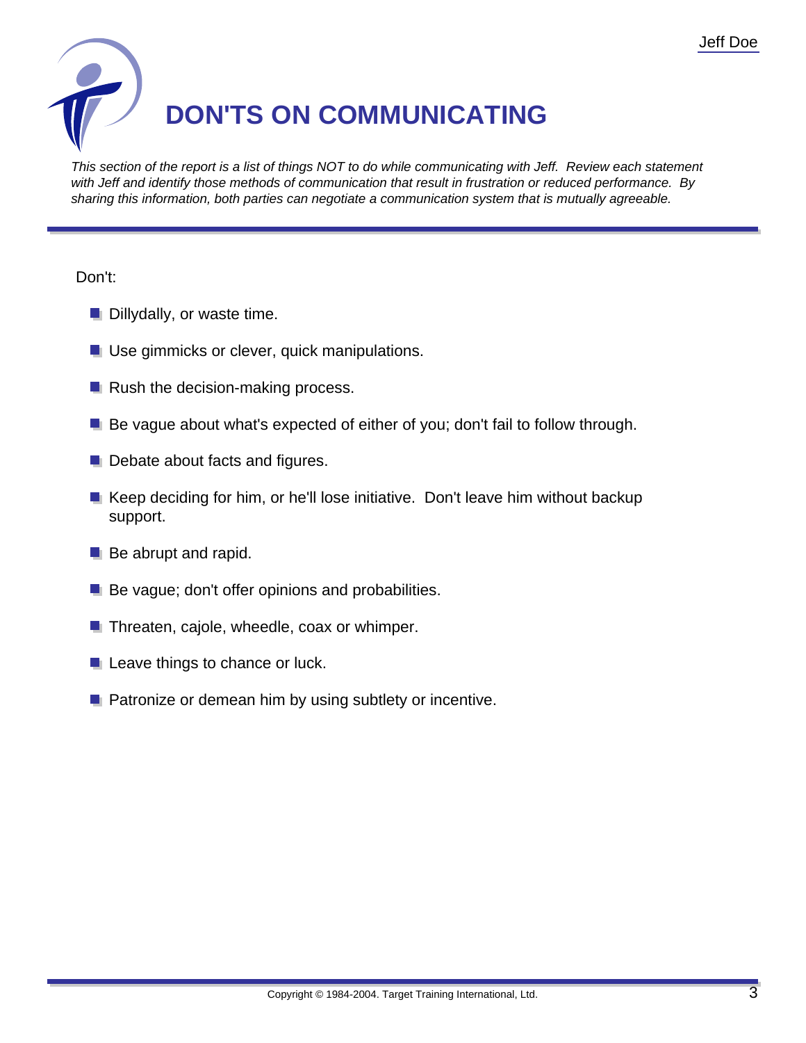# DON'TS ON COMMUNICATING

*This section of the report is a list of things NOT to do while communicating with Jeff. Review each statement with Jeff and identify those methods of communication that result in frustration or reduced performance. By sharing this information, both parties can negotiate a communication system that is mutually agreeable.*

Don't:

- Dillydally, or waste time.
- Use gimmicks or clever, quick manipulations.
- Rush the decision-making process.
- Be vague about what's expected of either of you; don't fail to follow through.
- Debate about facts and figures.
- Keep deciding for him, or he'll lose initiative. Don't leave him without backup support.
- Be abrupt and rapid.
- Be vague; don't offer opinions and probabilities.
- Threaten, cajole, wheedle, coax or whimper.
- Leave things to chance or luck.
- Patronize or demean him by using subtlety or incentive.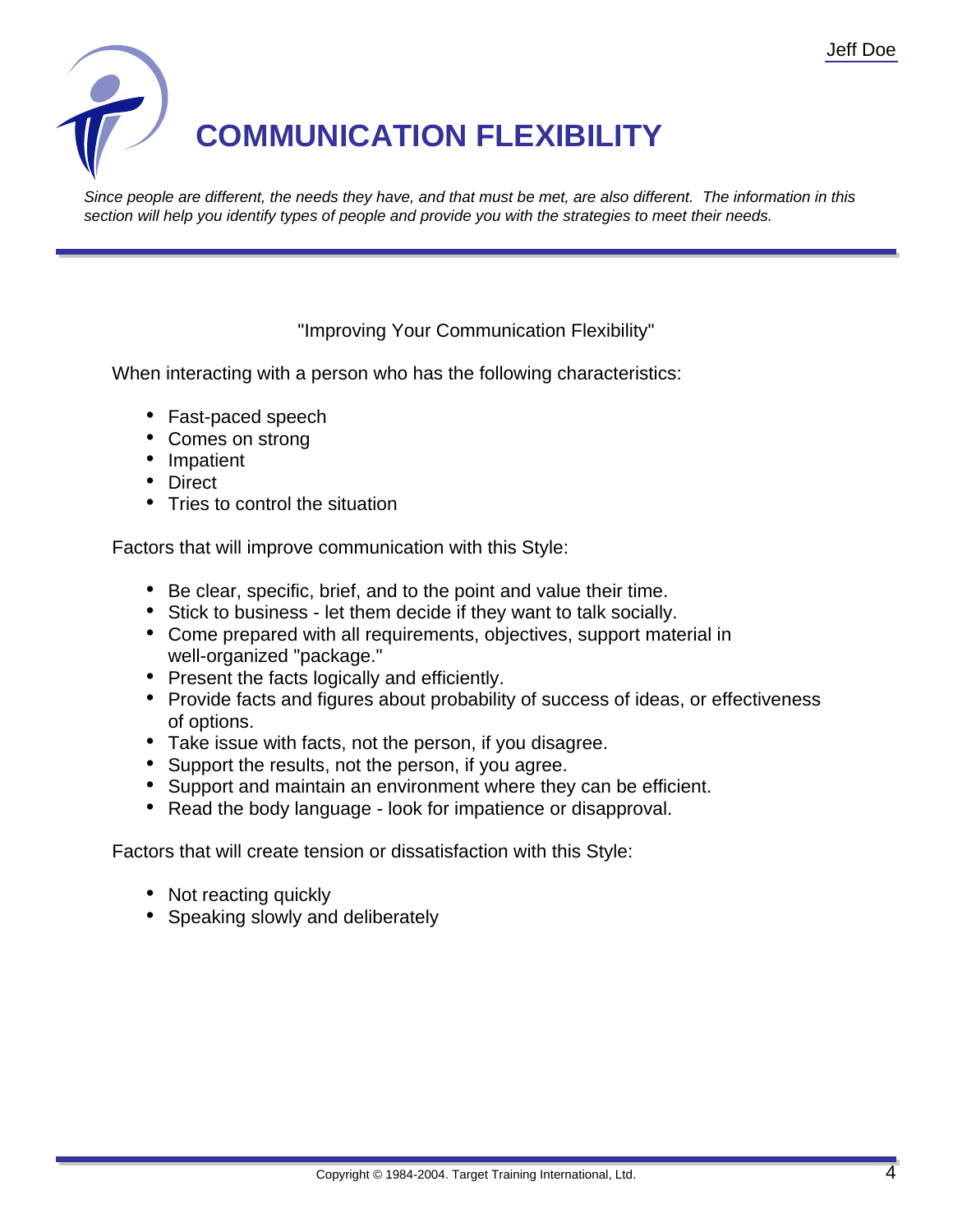# COMMUNICATION FLEXIBILITY

*Since people are different, the needs they have, and that must be met, are also different. The information in this section will help you identify types of people and provide you with the strategies to meet their needs.*

"Improving Your Communication Flexibility"

When interacting with a person who has the following characteristics:

- Fast-paced speech
- Comes on strong
- Impatient
- Direct
- Tries to control the situation

Factors that will improve communication with this Style:

- Be clear, specific, brief, and to the point and value their time.
- Stick to business - let them decide if they want to talk socially.
- Come prepared with all requirements, objectives, support material in well-organized "package."
- Present the facts logically and efficiently.
- Provide facts and figures about probability of success of ideas, or effectiveness of options.
- Take issue with facts, not the person, if you disagree.
- Support the results, not the person, if you agree.
- Support and maintain an environment where they can be efficient.
- Read the body language - look for impatience or disapproval.

Factors that will create tension or dissatisfaction with this Style:

- Not reacting quickly
- Speaking slowly and deliberately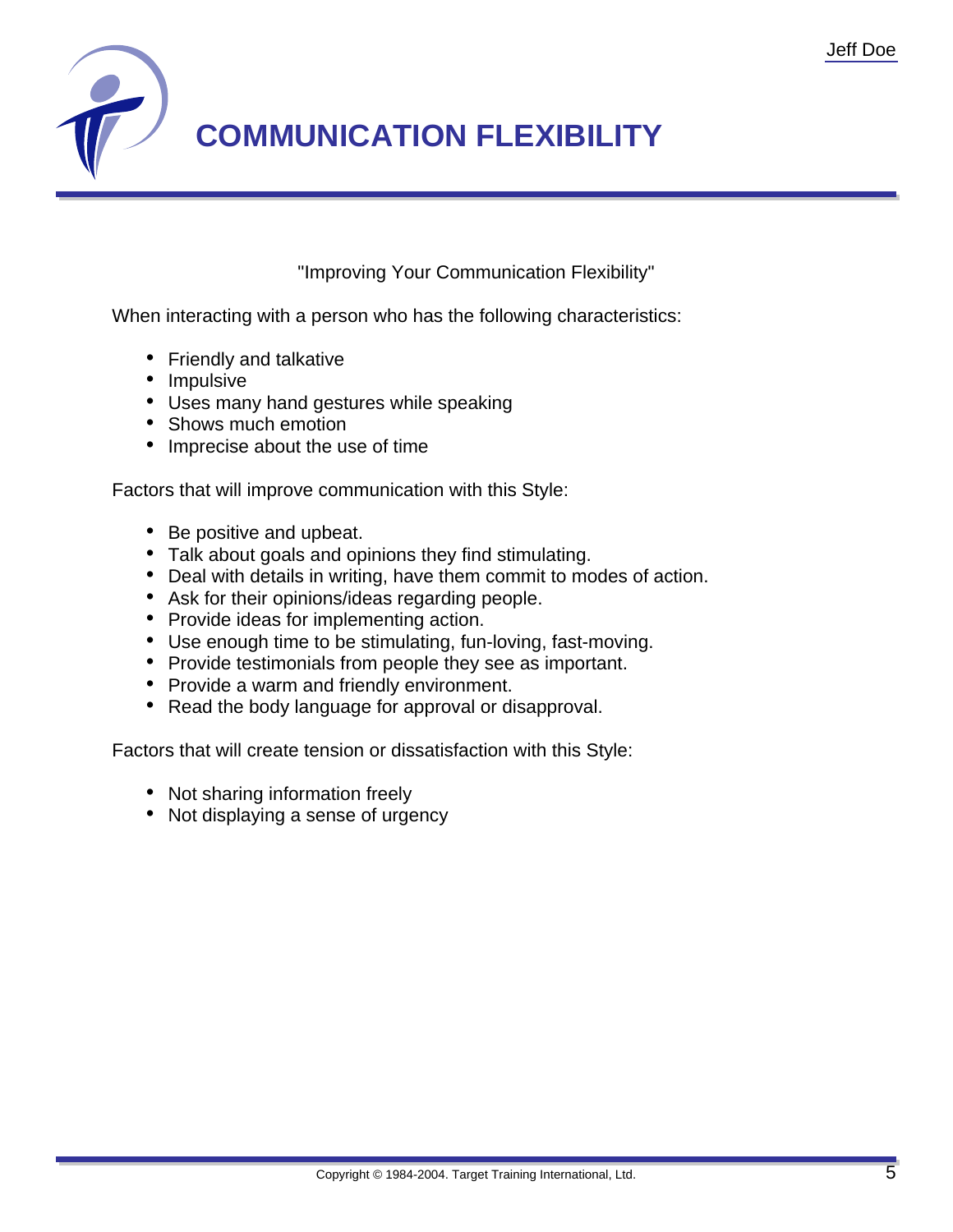# COMMUNICATION FLEXIBILITY

"Improving Your Communication Flexibility"

When interacting with a person who has the following characteristics:

- Friendly and talkative
- Impulsive
- Uses many hand gestures while speaking
- Shows much emotion
- Imprecise about the use of time

Factors that will improve communication with this Style:

- Be positive and upbeat.
- Talk about goals and opinions they find stimulating.
- Deal with details in writing, have them commit to modes of action.
- Ask for their opinions/ideas regarding people.
- Provide ideas for implementing action.
- Use enough time to be stimulating, fun-loving, fast-moving.
- Provide testimonials from people they see as important.
- Provide a warm and friendly environment.
- Read the body language for approval or disapproval.

Factors that will create tension or dissatisfaction with this Style:

- Not sharing information freely
- Not displaying a sense of urgency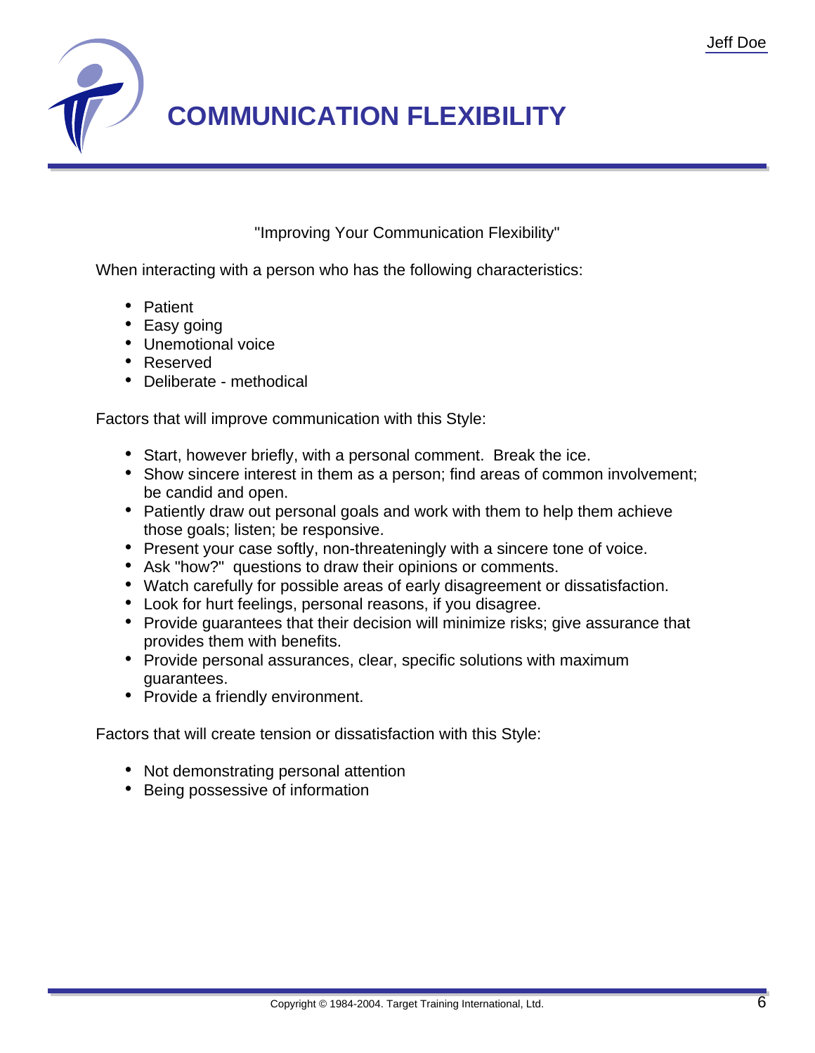# COMMUNICATION FLEXIBILITY

"Improving Your Communication Flexibility"

When interacting with a person who has the following characteristics:

- Patient
- Easy going
- Unemotional voice
- Reserved
- Deliberate - methodical

Factors that will improve communication with this Style:

- Start, however briefly, with a personal comment. Break the ice.
- Show sincere interest in them as a person; find areas of common involvement; be candid and open.
- Patiently draw out personal goals and work with them to help them achieve those goals; listen; be responsive.
- Present your case softly, non-threateningly with a sincere tone of voice.
- Ask "how?" questions to draw their opinions or comments.
- Watch carefully for possible areas of early disagreement or dissatisfaction.
- Look for hurt feelings, personal reasons, if you disagree.
- Provide guarantees that their decision will minimize risks; give assurance that provides them with benefits.
- Provide personal assurances, clear, specific solutions with maximum guarantees.
- Provide a friendly environment.

Factors that will create tension or dissatisfaction with this Style:

- Not demonstrating personal attention
- Being possessive of information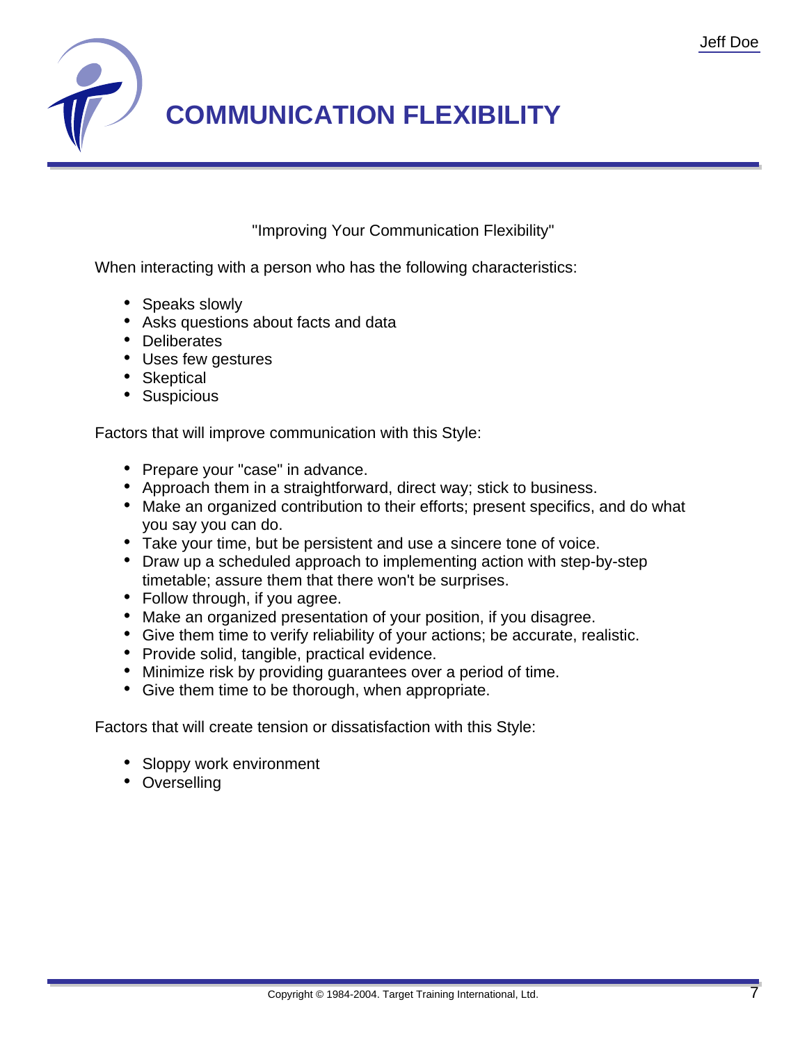# COMMUNICATION FLEXIBILITY

"Improving Your Communication Flexibility"

When interacting with a person who has the following characteristics:

- Speaks slowly
- Asks questions about facts and data
- Deliberates
- Uses few gestures
- Skeptical
- Suspicious

Factors that will improve communication with this Style:

- Prepare your "case" in advance.
- Approach them in a straightforward, direct way; stick to business.
- Make an organized contribution to their efforts; present specifics, and do what you say you can do.
- Take your time, but be persistent and use a sincere tone of voice.
- Draw up a scheduled approach to implementing action with step-by-step timetable; assure them that there won't be surprises.
- Follow through, if you agree.
- Make an organized presentation of your position, if you disagree.
- Give them time to verify reliability of your actions; be accurate, realistic.
- Provide solid, tangible, practical evidence.
- Minimize risk by providing guarantees over a period of time.
- Give them time to be thorough, when appropriate.

Factors that will create tension or dissatisfaction with this Style:

- Sloppy work environment
- Overselling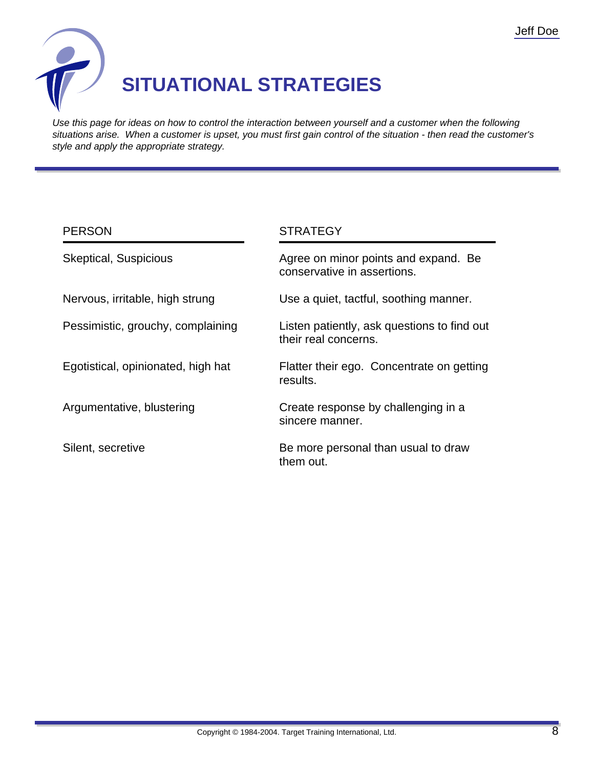# SITUATIONAL STRATEGIES

*Use this page for ideas on how to control the interaction between yourself and a customer when the following situations arise. When a customer is upset, you must first gain control of the situation - then read the customer's style and apply the appropriate strategy.*

| PERSON | STRATEGY |
| --- | --- |
| Skeptical, Suspicious | Agree on minor points and expand. Be conservative in assertions. |
| Nervous, irritable, high strung | Use a quiet, tactful, soothing manner. |
| Pessimistic, grouchy, complaining | Listen patiently, ask questions to find out their real concerns. |
| Egotistical, opinionated, high hat | Flatter their ego. Concentrate on getting results. |
| Argumentative, blustering | Create response by challenging in a sincere manner. |
| Silent, secretive | Be more personal than usual to draw them out. |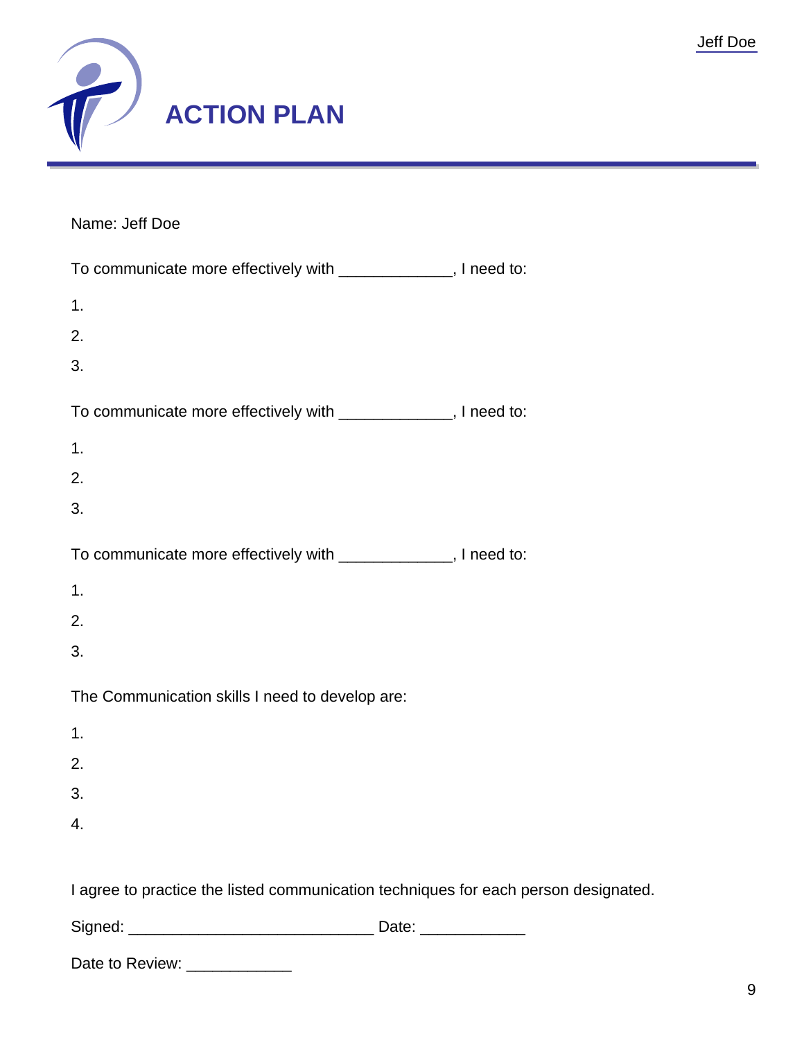# ACTION PLAN

Name: Jeff Doe

To communicate more effectively with _____________, I need to:

1.
2.
3.

To communicate more effectively with _____________, I need to:

1.
2.
3.

To communicate more effectively with _____________, I need to:

1.
2.
3.

The Communication skills I need to develop are:

1.
2.
3.
4.

I agree to practice the listed communication techniques for each person designated.

Signed: ____________________________ Date: ____________

Date to Review: ____________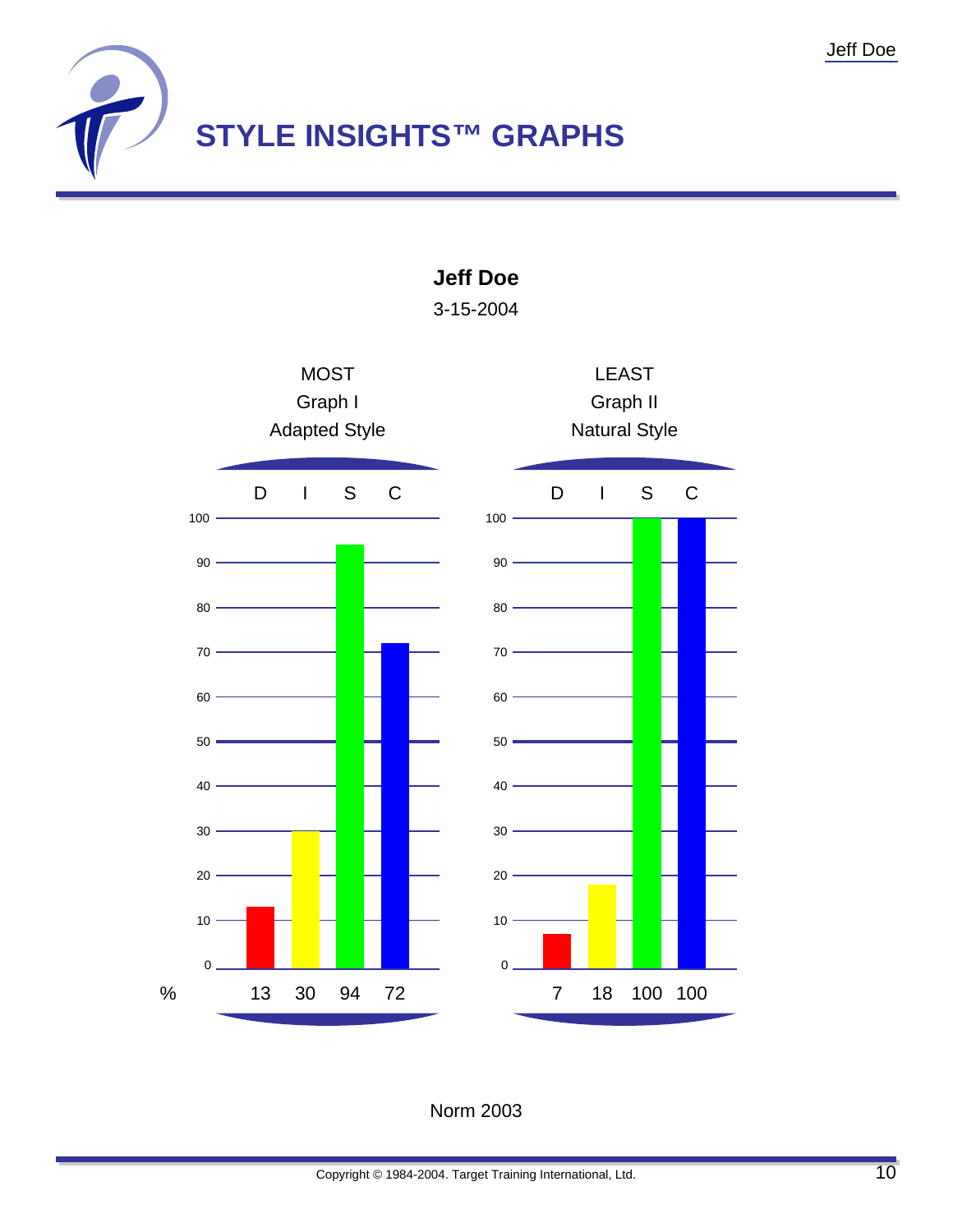# STYLE INSIGHTS™ GRAPHS

**Jeff Doe**

3-15-2004

| | MOST Graph I Adapted Style | | | | LEAST Graph II Natural Style | | | |
|---|---|---|---|---|---|---|---|---|
| | D | I | S | C | D | I | S | C |
| % | 13 | 30 | 94 | 72 | 7 | 18 | 100 | 100 |

Norm 2003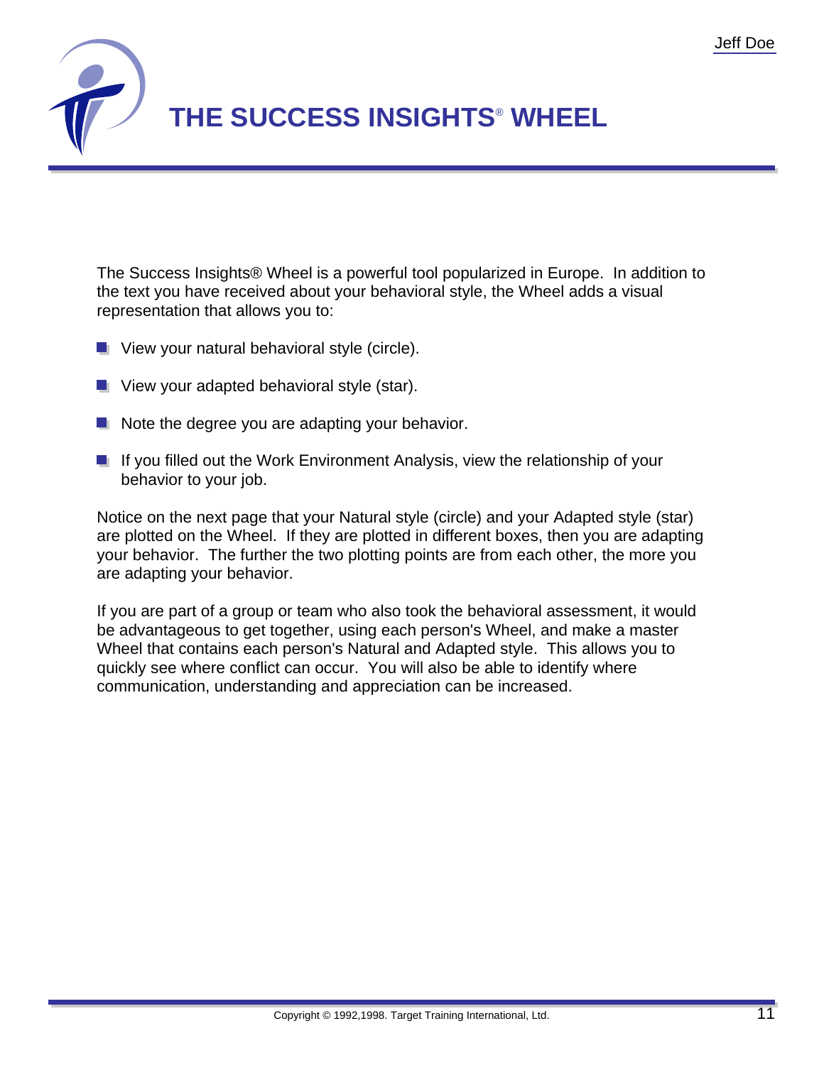# THE SUCCESS INSIGHTS® WHEEL

The Success Insights® Wheel is a powerful tool popularized in Europe. In addition to the text you have received about your behavioral style, the Wheel adds a visual representation that allows you to:

- View your natural behavioral style (circle).
- View your adapted behavioral style (star).
- Note the degree you are adapting your behavior.
- If you filled out the Work Environment Analysis, view the relationship of your behavior to your job.

Notice on the next page that your Natural style (circle) and your Adapted style (star) are plotted on the Wheel. If they are plotted in different boxes, then you are adapting your behavior. The further the two plotting points are from each other, the more you are adapting your behavior.

If you are part of a group or team who also took the behavioral assessment, it would be advantageous to get together, using each person's Wheel, and make a master Wheel that contains each person's Natural and Adapted style. This allows you to quickly see where conflict can occur. You will also be able to identify where communication, understanding and appreciation can be increased.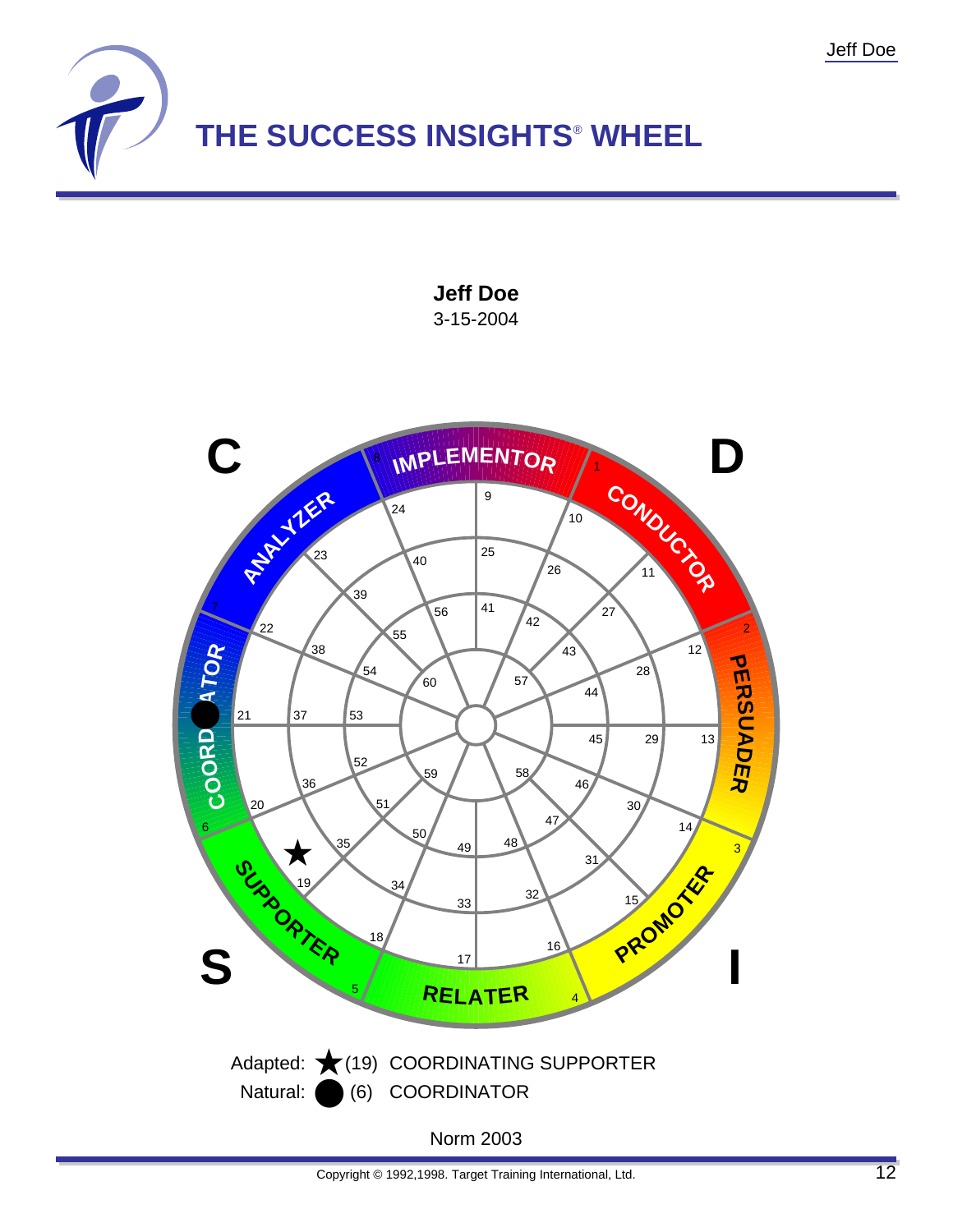# THE SUCCESS INSIGHTS® WHEEL

**Jeff Doe**
3-15-2004

C
D
S
I

IMPLEMENTOR
CONDUCTOR
PERSUADER
PROMOTER
RELATER
SUPPORTER
COORDINATOR
ANALYZER

1 2 3 4 5 6 7 8 9 10 11 12 13 14 15 16 17 18 19 20 21 22 23 24 25 26 27 28 29 30 31 32 33 34 35 36 37 38 39 40 41 42 43 44 45 46 47 48 49 50 51 52 53 54 55 56 57 58 59 60

Adapted: ★(19) COORDINATING SUPPORTER
Natural: ● (6) COORDINATOR

Norm 2003

Copyright © 1992,1998. Target Training International, Ltd.